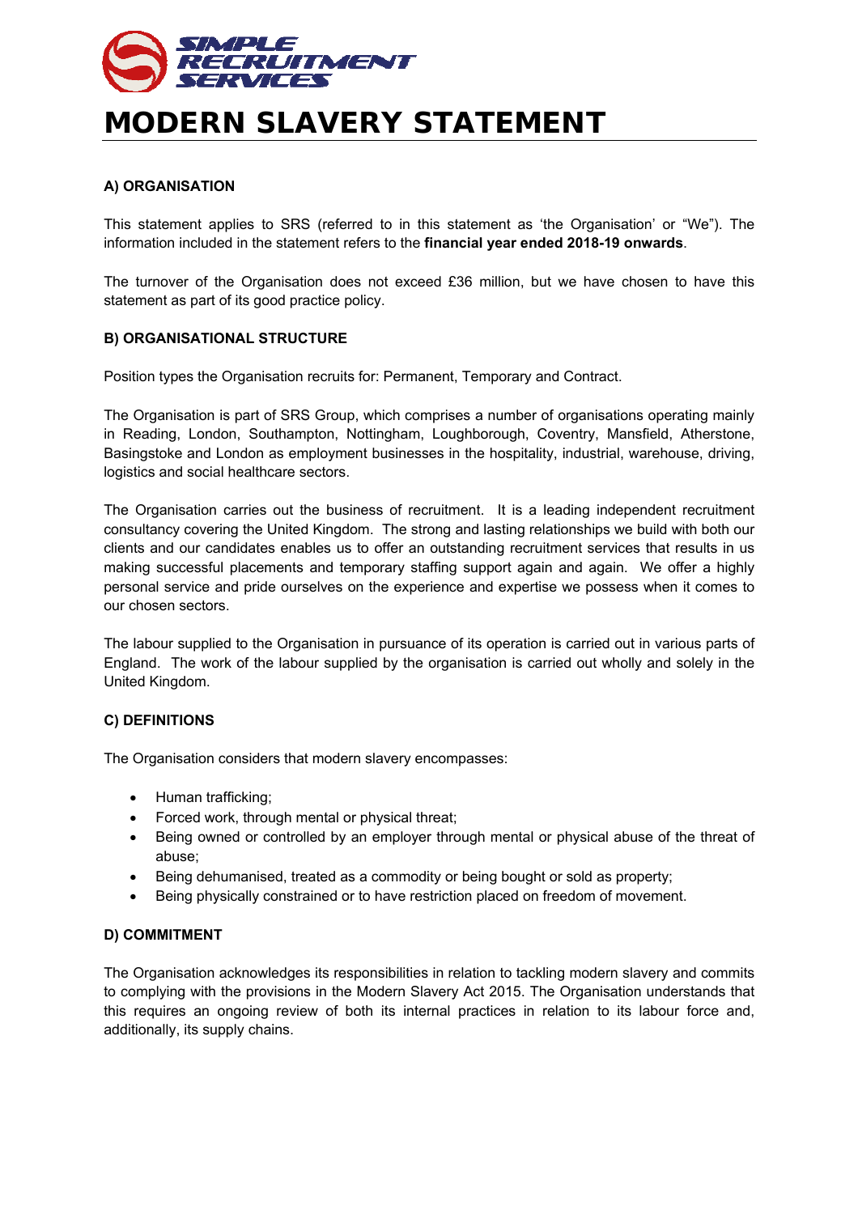# MODERN SLAVERY STATEMENT

## A) ORGANISATION

This statement applies to SRS (referred to in this statement as 'the Organisation' or "We"). The information included in the statement refers to the **financial year ended 2018-19 onwards**.

The turnover of the Organisation does not exceed £36 million, but we have chosen to have this statement as part of its good practice policy.

## B) ORGANISATIONAL STRUCTURE

Position types the Organisation recruits for: Permanent, Temporary and Contract.

The Organisation is part of SRS Group, which comprises a number of organisations operating mainly in Reading, London, Southampton, Nottingham, Loughborough, Coventry, Mansfield, Atherstone, Basingstoke and London as employment businesses in the hospitality, industrial, warehouse, driving, logistics and social healthcare sectors.

The Organisation carries out the business of recruitment. It is a leading independent recruitment consultancy covering the United Kingdom. The strong and lasting relationships we build with both our clients and our candidates enables us to offer an outstanding recruitment services that results in us making successful placements and temporary staffing support again and again. We offer a highly personal service and pride ourselves on the experience and expertise we possess when it comes to our chosen sectors.

The labour supplied to the Organisation in pursuance of its operation is carried out in various parts of England. The work of the labour supplied by the organisation is carried out wholly and solely in the United Kingdom.

## C) DEFINITIONS

The Organisation considers that modern slavery encompasses:

- Human trafficking;
- Forced work, through mental or physical threat;
- Being owned or controlled by an employer through mental or physical abuse of the threat of abuse;
- Being dehumanised, treated as a commodity or being bought or sold as property;
- Being physically constrained or to have restriction placed on freedom of movement.

## D) COMMITMENT

The Organisation acknowledges its responsibilities in relation to tackling modern slavery and commits to complying with the provisions in the Modern Slavery Act 2015. The Organisation understands that this requires an ongoing review of both its internal practices in relation to its labour force and, additionally, its supply chains.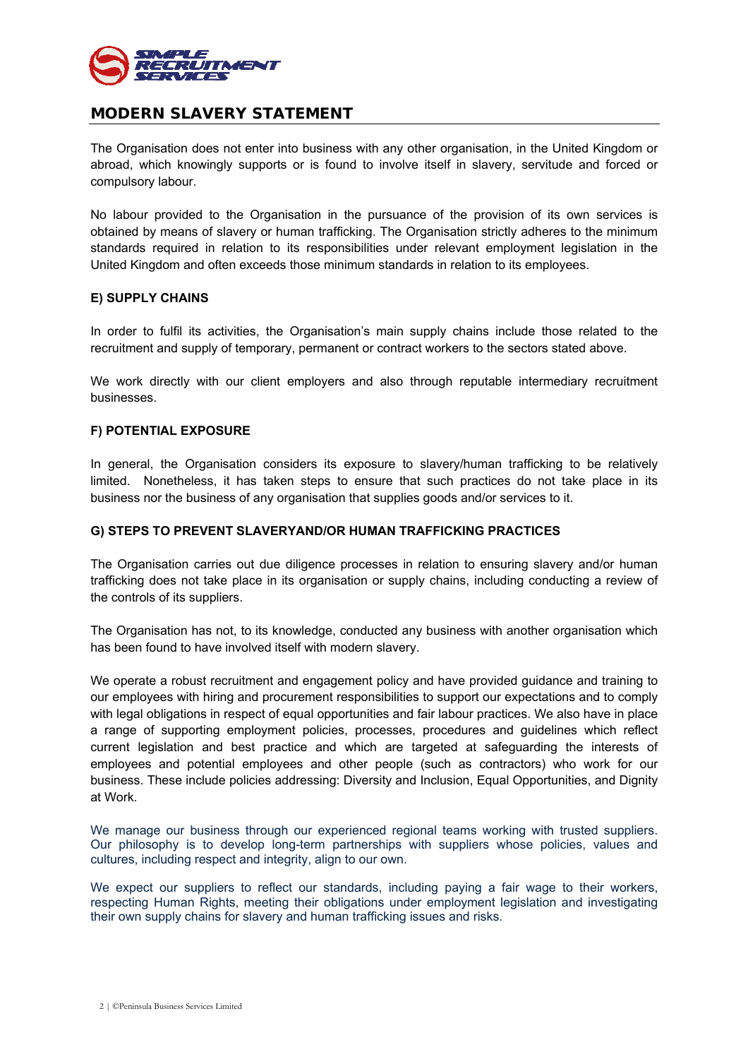## MODERN SLAVERY STATEMENT

The Organisation does not enter into business with any other organisation, in the United Kingdom or abroad, which knowingly supports or is found to involve itself in slavery, servitude and forced or compulsory labour.

No labour provided to the Organisation in the pursuance of the provision of its own services is obtained by means of slavery or human trafficking. The Organisation strictly adheres to the minimum standards required in relation to its responsibilities under relevant employment legislation in the United Kingdom and often exceeds those minimum standards in relation to its employees.

### E) SUPPLY CHAINS

In order to fulfil its activities, the Organisation's main supply chains include those related to the recruitment and supply of temporary, permanent or contract workers to the sectors stated above.

We work directly with our client employers and also through reputable intermediary recruitment businesses.

### F) POTENTIAL EXPOSURE

In general, the Organisation considers its exposure to slavery/human trafficking to be relatively limited. Nonetheless, it has taken steps to ensure that such practices do not take place in its business nor the business of any organisation that supplies goods and/or services to it.

### G) STEPS TO PREVENT SLAVERYAND/OR HUMAN TRAFFICKING PRACTICES

The Organisation carries out due diligence processes in relation to ensuring slavery and/or human trafficking does not take place in its organisation or supply chains, including conducting a review of the controls of its suppliers.

The Organisation has not, to its knowledge, conducted any business with another organisation which has been found to have involved itself with modern slavery.

We operate a robust recruitment and engagement policy and have provided guidance and training to our employees with hiring and procurement responsibilities to support our expectations and to comply with legal obligations in respect of equal opportunities and fair labour practices. We also have in place a range of supporting employment policies, processes, procedures and guidelines which reflect current legislation and best practice and which are targeted at safeguarding the interests of employees and potential employees and other people (such as contractors) who work for our business. These include policies addressing: Diversity and Inclusion, Equal Opportunities, and Dignity at Work.

We manage our business through our experienced regional teams working with trusted suppliers. Our philosophy is to develop long-term partnerships with suppliers whose policies, values and cultures, including respect and integrity, align to our own.

We expect our suppliers to reflect our standards, including paying a fair wage to their workers, respecting Human Rights, meeting their obligations under employment legislation and investigating their own supply chains for slavery and human trafficking issues and risks.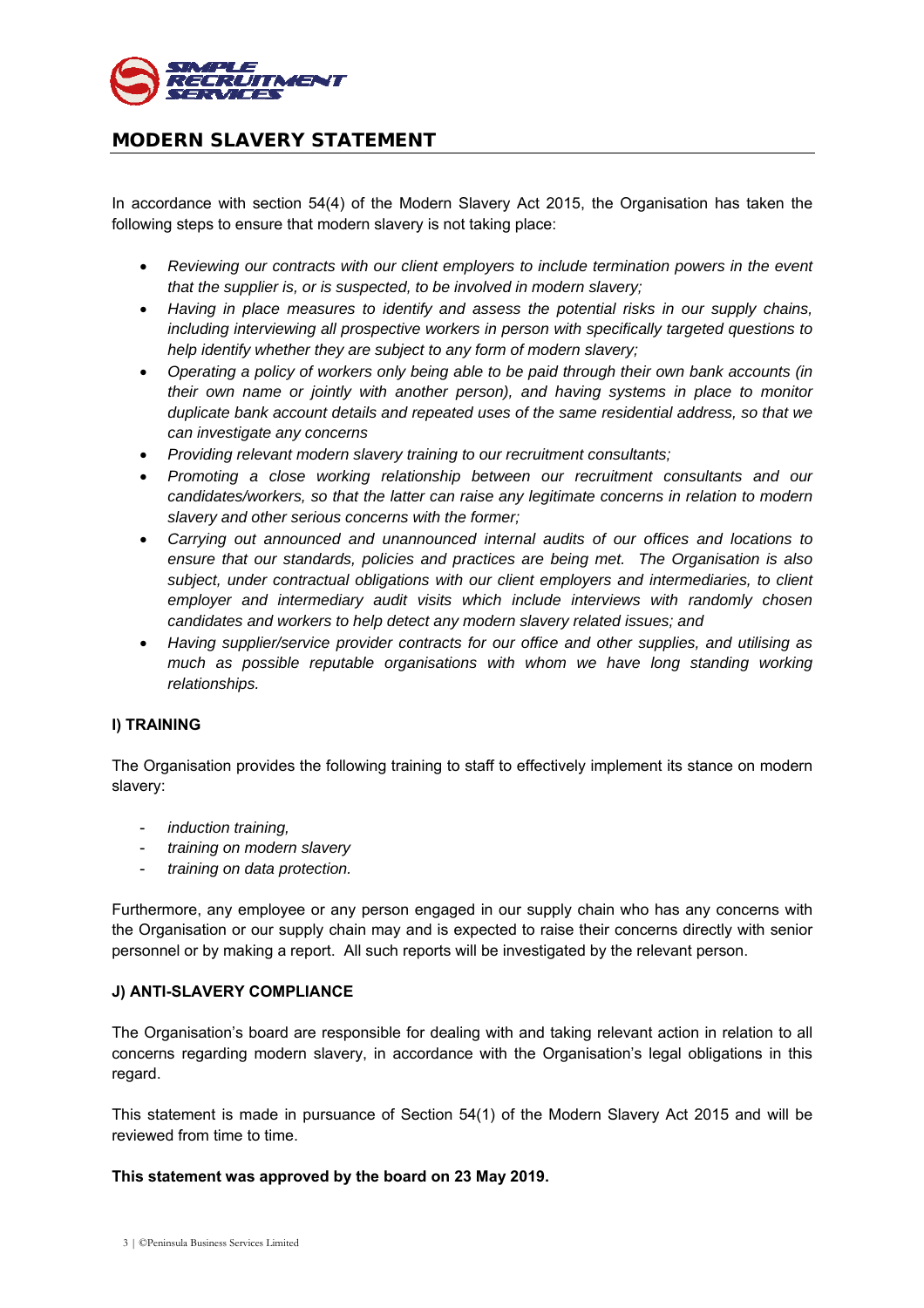# MODERN SLAVERY STATEMENT

In accordance with section 54(4) of the Modern Slavery Act 2015, the Organisation has taken the following steps to ensure that modern slavery is not taking place:

- *Reviewing our contracts with our client employers to include termination powers in the event that the supplier is, or is suspected, to be involved in modern slavery;*
- *Having in place measures to identify and assess the potential risks in our supply chains, including interviewing all prospective workers in person with specifically targeted questions to help identify whether they are subject to any form of modern slavery;*
- *Operating a policy of workers only being able to be paid through their own bank accounts (in their own name or jointly with another person), and having systems in place to monitor duplicate bank account details and repeated uses of the same residential address, so that we can investigate any concerns*
- *Providing relevant modern slavery training to our recruitment consultants;*
- *Promoting a close working relationship between our recruitment consultants and our candidates/workers, so that the latter can raise any legitimate concerns in relation to modern slavery and other serious concerns with the former;*
- *Carrying out announced and unannounced internal audits of our offices and locations to ensure that our standards, policies and practices are being met. The Organisation is also subject, under contractual obligations with our client employers and intermediaries, to client employer and intermediary audit visits which include interviews with randomly chosen candidates and workers to help detect any modern slavery related issues; and*
- *Having supplier/service provider contracts for our office and other supplies, and utilising as much as possible reputable organisations with whom we have long standing working relationships.*

**I) TRAINING**

The Organisation provides the following training to staff to effectively implement its stance on modern slavery:

- *induction training,*
- *training on modern slavery*
- *training on data protection.*

Furthermore, any employee or any person engaged in our supply chain who has any concerns with the Organisation or our supply chain may and is expected to raise their concerns directly with senior personnel or by making a report. All such reports will be investigated by the relevant person.

**J) ANTI-SLAVERY COMPLIANCE**

The Organisation's board are responsible for dealing with and taking relevant action in relation to all concerns regarding modern slavery, in accordance with the Organisation's legal obligations in this regard.

This statement is made in pursuance of Section 54(1) of the Modern Slavery Act 2015 and will be reviewed from time to time.

**This statement was approved by the board on 23 May 2019.**